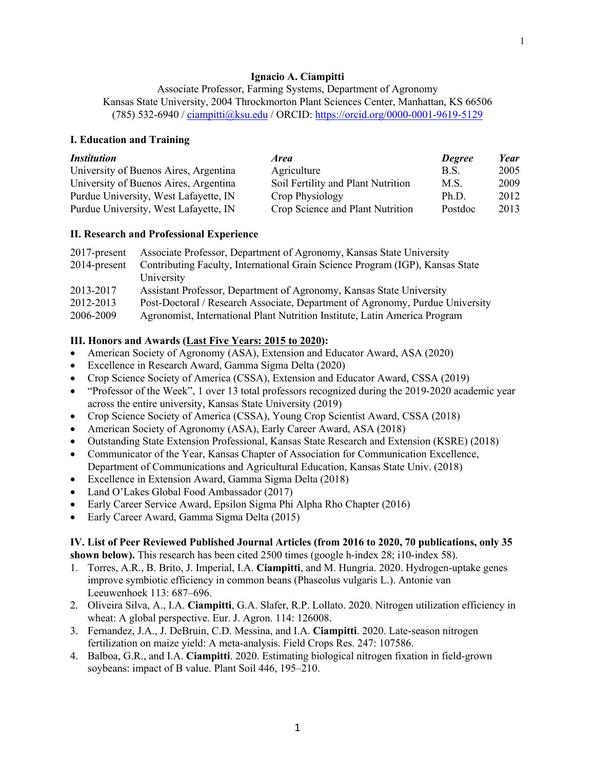# Ignacio A. Ciampitti

Associate Professor, Farming Systems, Department of Agronomy
Kansas State University, 2004 Throckmorton Plant Sciences Center, Manhattan, KS 66506
(785) 532-6940 / ciampitti@ksu.edu / ORCID: https://orcid.org/0000-0001-9619-5129

## I. Education and Training

| *Institution* | *Area* | *Degree* | *Year* |
|---|---|---|---|
| University of Buenos Aires, Argentina | Agriculture | B.S. | 2005 |
| University of Buenos Aires, Argentina | Soil Fertility and Plant Nutrition | M.S. | 2009 |
| Purdue University, West Lafayette, IN | Crop Physiology | Ph.D. | 2012 |
| Purdue University, West Lafayette, IN | Crop Science and Plant Nutrition | Postdoc | 2013 |

## II. Research and Professional Experience

| | |
|---|---|
| 2017-present | Associate Professor, Department of Agronomy, Kansas State University |
| 2014-present | Contributing Faculty, International Grain Science Program (IGP), Kansas State University |
| 2013-2017 | Assistant Professor, Department of Agronomy, Kansas State University |
| 2012-2013 | Post-Doctoral / Research Associate, Department of Agronomy, Purdue University |
| 2006-2009 | Agronomist, International Plant Nutrition Institute, Latin America Program |

## III. Honors and Awards (Last Five Years: 2015 to 2020):

- American Society of Agronomy (ASA), Extension and Educator Award, ASA (2020)
- Excellence in Research Award, Gamma Sigma Delta (2020)
- Crop Science Society of America (CSSA), Extension and Educator Award, CSSA (2019)
- "Professor of the Week", 1 over 13 total professors recognized during the 2019-2020 academic year across the entire university, Kansas State University (2019)
- Crop Science Society of America (CSSA), Young Crop Scientist Award, CSSA (2018)
- American Society of Agronomy (ASA), Early Career Award, ASA (2018)
- Outstanding State Extension Professional, Kansas State Research and Extension (KSRE) (2018)
- Communicator of the Year, Kansas Chapter of Association for Communication Excellence, Department of Communications and Agricultural Education, Kansas State Univ. (2018)
- Excellence in Extension Award, Gamma Sigma Delta (2018)
- Land O'Lakes Global Food Ambassador (2017)
- Early Career Service Award, Epsilon Sigma Phi Alpha Rho Chapter (2016)
- Early Career Award, Gamma Sigma Delta (2015)

## IV. List of Peer Reviewed Published Journal Articles (from 2016 to 2020, 70 publications, only 35 shown below).

This research has been cited 2500 times (google h-index 28; i10-index 58).

1. Torres, A.R., B. Brito, J. Imperial, I.A. **Ciampitti**, and M. Hungria. 2020. Hydrogen-uptake genes improve symbiotic efficiency in common beans (Phaseolus vulgaris L.). Antonie van Leeuwenhoek 113: 687–696.
2. Oliveira Silva, A., I.A. **Ciampitti**, G.A. Slafer, R.P. Lollato. 2020. Nitrogen utilization efficiency in wheat: A global perspective. Eur. J. Agron. 114: 126008.
3. Fernandez, J.A., J. DeBruin, C.D. Messina, and I.A. **Ciampitti**. 2020. Late-season nitrogen fertilization on maize yield: A meta-analysis. Field Crops Res. 247: 107586.
4. Balboa, G.R., and I.A. **Ciampitti**. 2020. Estimating biological nitrogen fixation in field-grown soybeans: impact of B value. Plant Soil 446, 195–210.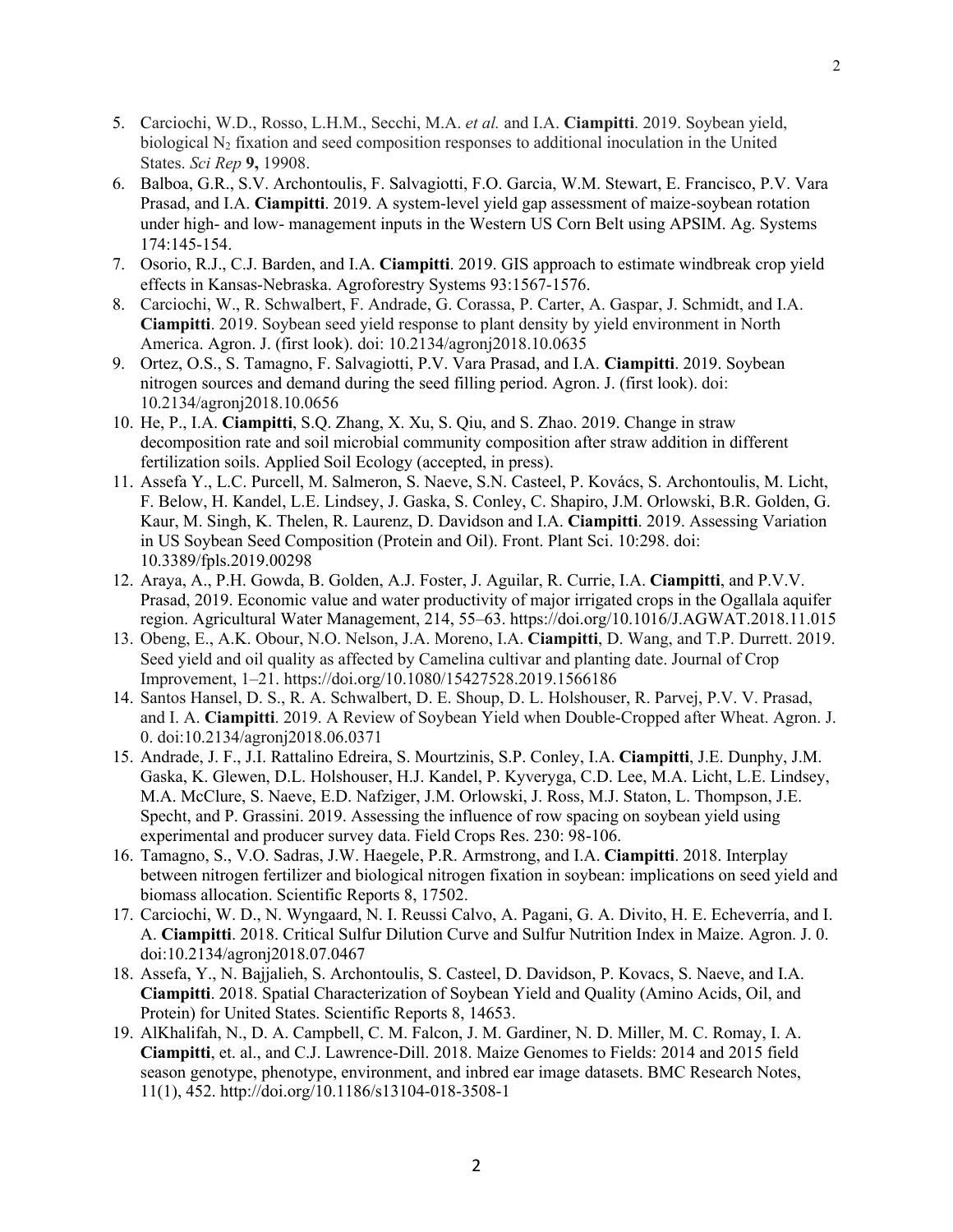5. Carciochi, W.D., Rosso, L.H.M., Secchi, M.A. *et al.* and I.A. **Ciampitti**. 2019. Soybean yield, biological $N_2$ fixation and seed composition responses to additional inoculation in the United States. *Sci Rep* **9,** 19908.
6. Balboa, G.R., S.V. Archontoulis, F. Salvagiotti, F.O. Garcia, W.M. Stewart, E. Francisco, P.V. Vara Prasad, and I.A. **Ciampitti**. 2019. A system-level yield gap assessment of maize-soybean rotation under high- and low- management inputs in the Western US Corn Belt using APSIM. Ag. Systems 174:145-154.
7. Osorio, R.J., C.J. Barden, and I.A. **Ciampitti**. 2019. GIS approach to estimate windbreak crop yield effects in Kansas-Nebraska. Agroforestry Systems 93:1567-1576.
8. Carciochi, W., R. Schwalbert, F. Andrade, G. Corassa, P. Carter, A. Gaspar, J. Schmidt, and I.A. **Ciampitti**. 2019. Soybean seed yield response to plant density by yield environment in North America. Agron. J. (first look). doi: 10.2134/agronj2018.10.0635
9. Ortez, O.S., S. Tamagno, F. Salvagiotti, P.V. Vara Prasad, and I.A. **Ciampitti**. 2019. Soybean nitrogen sources and demand during the seed filling period. Agron. J. (first look). doi: 10.2134/agronj2018.10.0656
10. He, P., I.A. **Ciampitti**, S.Q. Zhang, X. Xu, S. Qiu, and S. Zhao. 2019. Change in straw decomposition rate and soil microbial community composition after straw addition in different fertilization soils. Applied Soil Ecology (accepted, in press).
11. Assefa Y., L.C. Purcell, M. Salmeron, S. Naeve, S.N. Casteel, P. Kovács, S. Archontoulis, M. Licht, F. Below, H. Kandel, L.E. Lindsey, J. Gaska, S. Conley, C. Shapiro, J.M. Orlowski, B.R. Golden, G. Kaur, M. Singh, K. Thelen, R. Laurenz, D. Davidson and I.A. **Ciampitti**. 2019. Assessing Variation in US Soybean Seed Composition (Protein and Oil). Front. Plant Sci. 10:298. doi: 10.3389/fpls.2019.00298
12. Araya, A., P.H. Gowda, B. Golden, A.J. Foster, J. Aguilar, R. Currie, I.A. **Ciampitti**, and P.V.V. Prasad, 2019. Economic value and water productivity of major irrigated crops in the Ogallala aquifer region. Agricultural Water Management, 214, 55–63. https://doi.org/10.1016/J.AGWAT.2018.11.015
13. Obeng, E., A.K. Obour, N.O. Nelson, J.A. Moreno, I.A. **Ciampitti**, D. Wang, and T.P. Durrett. 2019. Seed yield and oil quality as affected by Camelina cultivar and planting date. Journal of Crop Improvement, 1–21. https://doi.org/10.1080/15427528.2019.1566186
14. Santos Hansel, D. S., R. A. Schwalbert, D. E. Shoup, D. L. Holshouser, R. Parvej, P.V. V. Prasad, and I. A. **Ciampitti**. 2019. A Review of Soybean Yield when Double-Cropped after Wheat. Agron. J. 0. doi:10.2134/agronj2018.06.0371
15. Andrade, J. F., J.I. Rattalino Edreira, S. Mourtzinis, S.P. Conley, I.A. **Ciampitti**, J.E. Dunphy, J.M. Gaska, K. Glewen, D.L. Holshouser, H.J. Kandel, P. Kyveryga, C.D. Lee, M.A. Licht, L.E. Lindsey, M.A. McClure, S. Naeve, E.D. Nafziger, J.M. Orlowski, J. Ross, M.J. Staton, L. Thompson, J.E. Specht, and P. Grassini. 2019. Assessing the influence of row spacing on soybean yield using experimental and producer survey data. Field Crops Res. 230: 98-106.
16. Tamagno, S., V.O. Sadras, J.W. Haegele, P.R. Armstrong, and I.A. **Ciampitti**. 2018. Interplay between nitrogen fertilizer and biological nitrogen fixation in soybean: implications on seed yield and biomass allocation. Scientific Reports 8, 17502.
17. Carciochi, W. D., N. Wyngaard, N. I. Reussi Calvo, A. Pagani, G. A. Divito, H. E. Echeverría, and I. A. **Ciampitti**. 2018. Critical Sulfur Dilution Curve and Sulfur Nutrition Index in Maize. Agron. J. 0. doi:10.2134/agronj2018.07.0467
18. Assefa, Y., N. Bajjalieh, S. Archontoulis, S. Casteel, D. Davidson, P. Kovacs, S. Naeve, and I.A. **Ciampitti**. 2018. Spatial Characterization of Soybean Yield and Quality (Amino Acids, Oil, and Protein) for United States. Scientific Reports 8, 14653.
19. AlKhalifah, N., D. A. Campbell, C. M. Falcon, J. M. Gardiner, N. D. Miller, M. C. Romay, I. A. **Ciampitti**, et. al., and C.J. Lawrence-Dill. 2018. Maize Genomes to Fields: 2014 and 2015 field season genotype, phenotype, environment, and inbred ear image datasets. BMC Research Notes, 11(1), 452. http://doi.org/10.1186/s13104-018-3508-1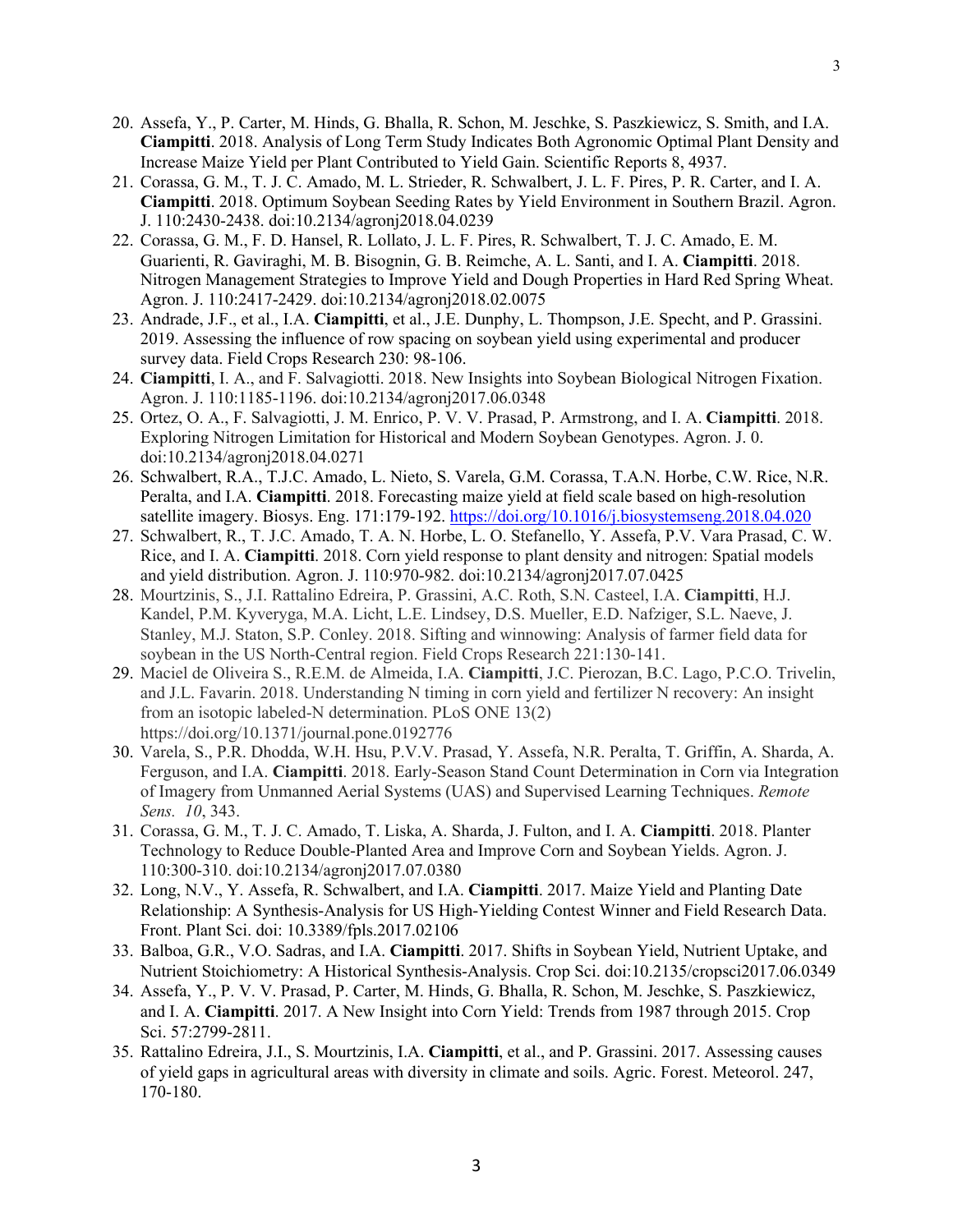20. Assefa, Y., P. Carter, M. Hinds, G. Bhalla, R. Schon, M. Jeschke, S. Paszkiewicz, S. Smith, and I.A. **Ciampitti**. 2018. Analysis of Long Term Study Indicates Both Agronomic Optimal Plant Density and Increase Maize Yield per Plant Contributed to Yield Gain. Scientific Reports 8, 4937.
21. Corassa, G. M., T. J. C. Amado, M. L. Strieder, R. Schwalbert, J. L. F. Pires, P. R. Carter, and I. A. **Ciampitti**. 2018. Optimum Soybean Seeding Rates by Yield Environment in Southern Brazil. Agron. J. 110:2430-2438. doi:10.2134/agronj2018.04.0239
22. Corassa, G. M., F. D. Hansel, R. Lollato, J. L. F. Pires, R. Schwalbert, T. J. C. Amado, E. M. Guarienti, R. Gaviraghi, M. B. Bisognin, G. B. Reimche, A. L. Santi, and I. A. **Ciampitti**. 2018. Nitrogen Management Strategies to Improve Yield and Dough Properties in Hard Red Spring Wheat. Agron. J. 110:2417-2429. doi:10.2134/agronj2018.02.0075
23. Andrade, J.F., et al., I.A. **Ciampitti**, et al., J.E. Dunphy, L. Thompson, J.E. Specht, and P. Grassini. 2019. Assessing the influence of row spacing on soybean yield using experimental and producer survey data. Field Crops Research 230: 98-106.
24. **Ciampitti**, I. A., and F. Salvagiotti. 2018. New Insights into Soybean Biological Nitrogen Fixation. Agron. J. 110:1185-1196. doi:10.2134/agronj2017.06.0348
25. Ortez, O. A., F. Salvagiotti, J. M. Enrico, P. V. V. Prasad, P. Armstrong, and I. A. **Ciampitti**. 2018. Exploring Nitrogen Limitation for Historical and Modern Soybean Genotypes. Agron. J. 0. doi:10.2134/agronj2018.04.0271
26. Schwalbert, R.A., T.J.C. Amado, L. Nieto, S. Varela, G.M. Corassa, T.A.N. Horbe, C.W. Rice, N.R. Peralta, and I.A. **Ciampitti**. 2018. Forecasting maize yield at field scale based on high-resolution satellite imagery. Biosys. Eng. 171:179-192. https://doi.org/10.1016/j.biosystemseng.2018.04.020
27. Schwalbert, R., T. J.C. Amado, T. A. N. Horbe, L. O. Stefanello, Y. Assefa, P.V. Vara Prasad, C. W. Rice, and I. A. **Ciampitti**. 2018. Corn yield response to plant density and nitrogen: Spatial models and yield distribution. Agron. J. 110:970-982. doi:10.2134/agronj2017.07.0425
28. Mourtzinis, S., J.I. Rattalino Edreira, P. Grassini, A.C. Roth, S.N. Casteel, I.A. **Ciampitti**, H.J. Kandel, P.M. Kyveryga, M.A. Licht, L.E. Lindsey, D.S. Mueller, E.D. Nafziger, S.L. Naeve, J. Stanley, M.J. Staton, S.P. Conley. 2018. Sifting and winnowing: Analysis of farmer field data for soybean in the US North-Central region. Field Crops Research 221:130-141.
29. Maciel de Oliveira S., R.E.M. de Almeida, I.A. **Ciampitti**, J.C. Pierozan, B.C. Lago, P.C.O. Trivelin, and J.L. Favarin. 2018. Understanding N timing in corn yield and fertilizer N recovery: An insight from an isotopic labeled-N determination. PLoS ONE 13(2) https://doi.org/10.1371/journal.pone.0192776
30. Varela, S., P.R. Dhodda, W.H. Hsu, P.V.V. Prasad, Y. Assefa, N.R. Peralta, T. Griffin, A. Sharda, A. Ferguson, and I.A. **Ciampitti**. 2018. Early-Season Stand Count Determination in Corn via Integration of Imagery from Unmanned Aerial Systems (UAS) and Supervised Learning Techniques. *Remote Sens. 10*, 343.
31. Corassa, G. M., T. J. C. Amado, T. Liska, A. Sharda, J. Fulton, and I. A. **Ciampitti**. 2018. Planter Technology to Reduce Double-Planted Area and Improve Corn and Soybean Yields. Agron. J. 110:300-310. doi:10.2134/agronj2017.07.0380
32. Long, N.V., Y. Assefa, R. Schwalbert, and I.A. **Ciampitti**. 2017. Maize Yield and Planting Date Relationship: A Synthesis-Analysis for US High-Yielding Contest Winner and Field Research Data. Front. Plant Sci. doi: 10.3389/fpls.2017.02106
33. Balboa, G.R., V.O. Sadras, and I.A. **Ciampitti**. 2017. Shifts in Soybean Yield, Nutrient Uptake, and Nutrient Stoichiometry: A Historical Synthesis-Analysis. Crop Sci. doi:10.2135/cropsci2017.06.0349
34. Assefa, Y., P. V. V. Prasad, P. Carter, M. Hinds, G. Bhalla, R. Schon, M. Jeschke, S. Paszkiewicz, and I. A. **Ciampitti**. 2017. A New Insight into Corn Yield: Trends from 1987 through 2015. Crop Sci. 57:2799-2811.
35. Rattalino Edreira, J.I., S. Mourtzinis, I.A. **Ciampitti**, et al., and P. Grassini. 2017. Assessing causes of yield gaps in agricultural areas with diversity in climate and soils. Agric. Forest. Meteorol. 247, 170-180.